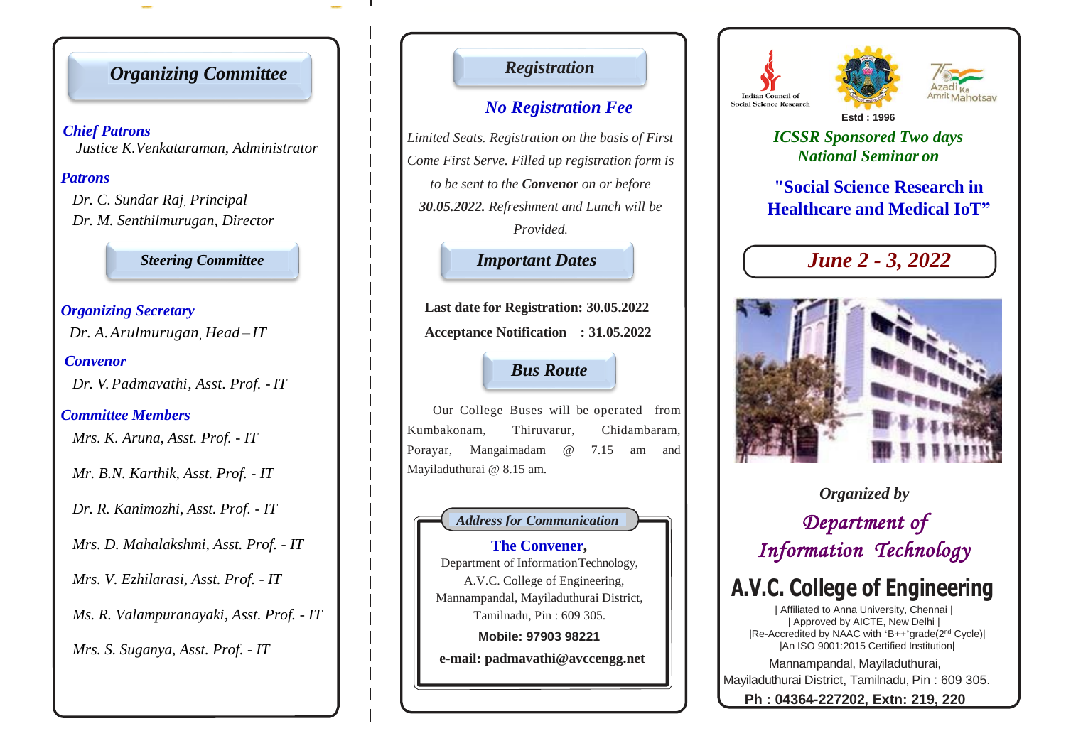## Organizing Committee

**Chief Patrons**

Justice K.Venkataraman, Administrator

**Patrons**

Dr. C. Sundar Raj, Principal

Dr. M. Senthilmurugan, Director

### Steering Committee

**Organizing Secretary**

Dr. A.Arulmurugan, Head – IT

**Convenor**

Dr. V.Padmavathi, Asst. Prof. - IT

**Committee Members**

Mrs. K. Aruna, Asst. Prof. - IT

Mr. B.N. Karthik, Asst. Prof. - IT

Dr. R. Kanimozhi, Asst. Prof. - IT

Mrs. D. Mahalakshmi, Asst. Prof. - IT

Mrs. V. Ezhilarasi, Asst. Prof. - IT

Ms. R. Valampuranayaki, Asst. Prof. - IT

Mrs. S. Suganya, Asst. Prof. - IT

## Registration

### No Registration Fee

*Limited Seats. Registration on the basis of First Come First Serve. Filled up registration form is to be sent to the **Convenor** on or before **30.05.2022.** Refreshment and Lunch will be Provided.*

## Important Dates

**Last date for Registration: 30.05.2022**

**Acceptance Notification : 31.05.2022**

## Bus Route

Our College Buses will be operated from Kumbakonam, Thiruvarur, Chidambaram, Porayar, Mangaimadam @ 7.15 am and Mayiladuthurai @ 8.15 am.

### Address for Communication

**The Convener,**
Department of Information Technology,
A.V.C. College of Engineering,
Mannampandal, Mayiladuthurai District,
Tamilnadu, Pin : 609 305.

**Mobile: 97903 98221**

**e-mail: padmavathi@avccengg.net**

Indian Council of Social Science Research

Estd : 1996

Azadi Ka Amrit Mahotsav

*ICSSR Sponsored Two days National Seminar on*

# "Social Science Research in Healthcare and Medical IoT"

## June 2 - 3, 2022

*Organized by*

*Department of Information Technology*

# A.V.C. College of Engineering

| Affiliated to Anna University, Chennai |
| Approved by AICTE, New Delhi |
|Re-Accredited by NAAC with 'B++' grade(2nd Cycle)|
|An ISO 9001:2015 Certified Institution|

Mannampandal, Mayiladuthurai,
Mayiladuthurai District, Tamilnadu, Pin : 609 305.

**Ph : 04364-227202, Extn: 219, 220**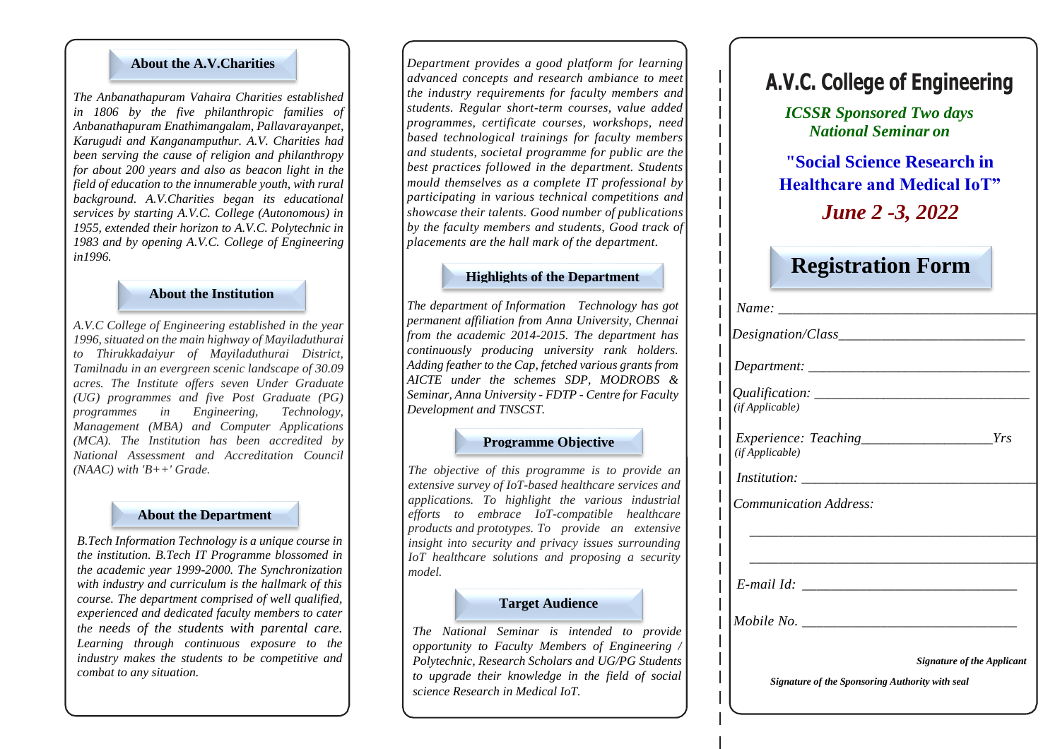## About the A.V.Charities

*The Anbanathapuram Vahaira Charities established in 1806 by the five philanthropic families of Anbanathapuram Enathimangalam, Pallavarayanpet, Karugudi and Kanganamputhur. A.V. Charities had been serving the cause of religion and philanthropy for about 200 years and also as beacon light in the field of education to the innumerable youth, with rural background. A.V.Charities began its educational services by starting A.V.C. College (Autonomous) in 1955, extended their horizon to A.V.C. Polytechnic in 1983 and by opening A.V.C. College of Engineering in1996.*

## About the Institution

*A.V.C College of Engineering established in the year 1996, situated on the main highway of Mayiladuthurai to Thirukkadaiyur of Mayiladuthurai District, Tamilnadu in an evergreen scenic landscape of 30.09 acres. The Institute offers seven Under Graduate (UG) programmes and five Post Graduate (PG) programmes in Engineering, Technology, Management (MBA) and Computer Applications (MCA). The Institution has been accredited by National Assessment and Accreditation Council (NAAC) with 'B++' Grade.*

## About the Department

*B.Tech Information Technology is a unique course in the institution. B.Tech IT Programme blossomed in the academic year 1999-2000. The Synchronization with industry and curriculum is the hallmark of this course. The department comprised of well qualified, experienced and dedicated faculty members to cater the needs of the students with parental care. Learning through continuous exposure to the industry makes the students to be competitive and combat to any situation.*

*Department provides a good platform for learning advanced concepts and research ambiance to meet the industry requirements for faculty members and students. Regular short-term courses, value added programmes, certificate courses, workshops, need based technological trainings for faculty members and students, societal programme for public are the best practices followed in the department. Students mould themselves as a complete IT professional by participating in various technical competitions and showcase their talents. Good number of publications by the faculty members and students, Good track of placements are the hall mark of the department.*

## Highlights of the Department

*The department of Information Technology has got permanent affiliation from Anna University, Chennai from the academic 2014-2015. The department has continuously producing university rank holders. Adding feather to the Cap, fetched various grants from AICTE under the schemes SDP, MODROBS & Seminar, Anna University - FDTP - Centre for Faculty Development and TNSCST.*

## Programme Objective

*The objective of this programme is to provide an extensive survey of IoT-based healthcare services and applications. To highlight the various industrial efforts to embrace IoT-compatible healthcare products and prototypes. To provide an extensive insight into security and privacy issues surrounding IoT healthcare solutions and proposing a security model.*

## Target Audience

*The National Seminar is intended to provide opportunity to Faculty Members of Engineering / Polytechnic, Research Scholars and UG/PG Students to upgrade their knowledge in the field of social science Research in Medical IoT.*

# A.V.C. College of Engineering

***ICSSR Sponsored Two days National Seminar on***

**"Social Science Research in Healthcare and Medical IoT"**

***June 2 -3, 2022***

## Registration Form

*Name:* ___________________________________

*Designation/Class*_________________________

*Department:* ______________________________

*Qualification:* ____________________________
*(if Applicable)*

*Experience: Teaching*_________________*Yrs*
*(if Applicable)*

*Institution:* ______________________________

*Communication Address:*

_______________________________________

_______________________________________

*E-mail Id:* _____________________________

*Mobile No.* _____________________________

***Signature of the Applicant***

***Signature of the Sponsoring Authority with seal***